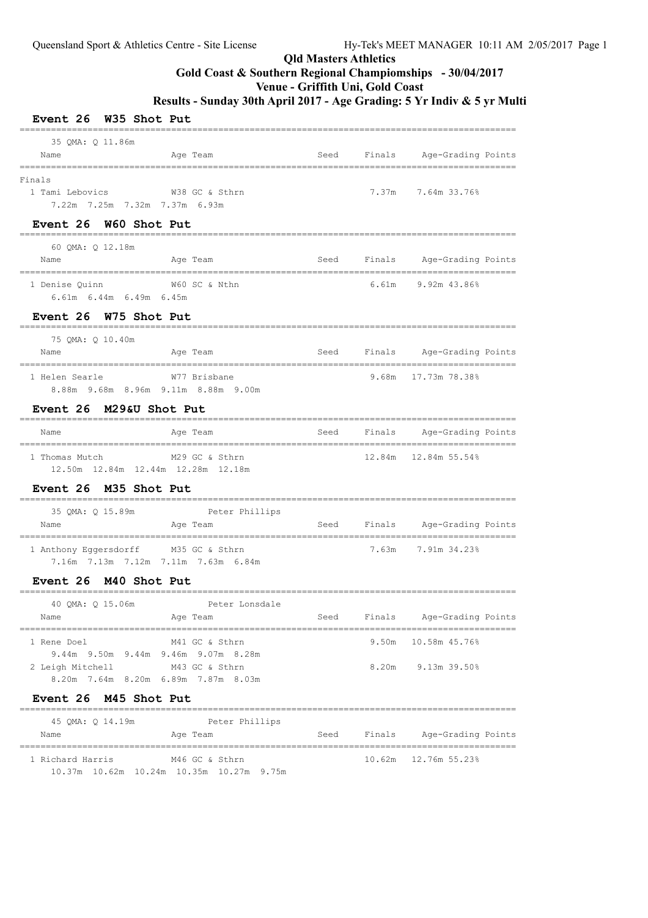# Qld Masters Athletics

## Gold Coast & Southern Regional Champiomships - 30/04/2017

## Venue - Griffith Uni, Gold Coast

## Results - Sunday 30th April 2017 - Age Grading: 5 Yr Indiv & 5 yr Multi

### Event 26 W35 Shot Put

35 QMA: Q 11.86m

| Name | Age | Team | Seed | Finals | Age-Grading | Points |
|---|---|---|---|---|---|---|
| **Finals** | | | | | | |
| 1 Tami Lebovics | W38 | GC & Sthrn | | 7.37m | 7.64m | 33.76% |

7.22m 7.25m 7.32m 7.37m 6.93m

### Event 26 W60 Shot Put

60 QMA: Q 12.18m

| Name | Age | Team | Seed | Finals | Age-Grading | Points |
|---|---|---|---|---|---|---|
| 1 Denise Quinn | W60 | SC & Nthn | | 6.61m | 9.92m | 43.86% |

6.61m 6.44m 6.49m 6.45m

### Event 26 W75 Shot Put

75 QMA: Q 10.40m

| Name | Age | Team | Seed | Finals | Age-Grading | Points |
|---|---|---|---|---|---|---|
| 1 Helen Searle | W77 | Brisbane | | 9.68m | 17.73m | 78.38% |

8.88m 9.68m 8.96m 9.11m 8.88m 9.00m

### Event 26 M29&U Shot Put

| Name | Age | Team | Seed | Finals | Age-Grading | Points |
|---|---|---|---|---|---|---|
| 1 Thomas Mutch | M29 | GC & Sthrn | | 12.84m | 12.84m | 55.54% |

12.50m 12.84m 12.44m 12.28m 12.18m

### Event 26 M35 Shot Put

35 QMA: Q 15.89m Peter Phillips

| Name | Age | Team | Seed | Finals | Age-Grading | Points |
|---|---|---|---|---|---|---|
| 1 Anthony Eggersdorff | M35 | GC & Sthrn | | 7.63m | 7.91m | 34.23% |

7.16m 7.13m 7.12m 7.11m 7.63m 6.84m

### Event 26 M40 Shot Put

40 QMA: Q 15.06m Peter Lonsdale

| Name | Age | Team | Seed | Finals | Age-Grading | Points |
|---|---|---|---|---|---|---|
| 1 Rene Doel | M41 | GC & Sthrn | | 9.50m | 10.58m | 45.76% |
| 9.44m 9.50m 9.44m 9.46m 9.07m 8.28m | | | | | | |
| 2 Leigh Mitchell | M43 | GC & Sthrn | | 8.20m | 9.13m | 39.50% |
| 8.20m 7.64m 8.20m 6.89m 7.87m 8.03m | | | | | | |

### Event 26 M45 Shot Put

45 QMA: Q 14.19m Peter Phillips

| Name | Age | Team | Seed | Finals | Age-Grading | Points |
|---|---|---|---|---|---|---|
| 1 Richard Harris | M46 | GC & Sthrn | | 10.62m | 12.76m | 55.23% |

10.37m 10.62m 10.24m 10.35m 10.27m 9.75m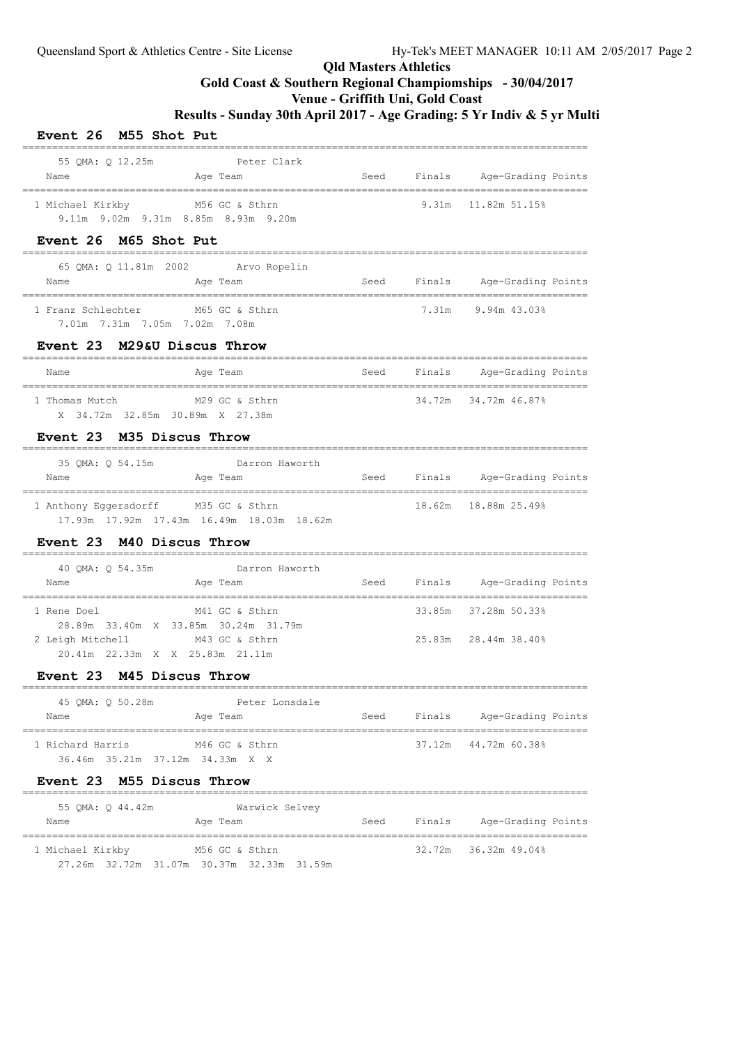# Qld Masters Athletics

## Gold Coast & Southern Regional Champiomships - 30/04/2017

## Venue - Griffith Uni, Gold Coast

## Results - Sunday 30th April 2017 - Age Grading: 5 Yr Indiv & 5 yr Multi

### Event 26 M55 Shot Put

55 QMA: Q 12.25m Peter Clark

| Name | Age | Team | Seed | Finals | Age-Grading | Points |
|---|---|---|---|---|---|---|
| 1 Michael Kirkby | M56 | GC & Sthrn | | 9.31m | 11.82m 51.15% | |

9.11m 9.02m 9.31m 8.85m 8.93m 9.20m

### Event 26 M65 Shot Put

65 QMA: Q 11.81m 2002 Arvo Ropelin

| Name | Age | Team | Seed | Finals | Age-Grading | Points |
|---|---|---|---|---|---|---|
| 1 Franz Schlechter | M65 | GC & Sthrn | | 7.31m | 9.94m 43.03% | |

7.01m 7.31m 7.05m 7.02m 7.08m

### Event 23 M29&U Discus Throw

| Name | Age | Team | Seed | Finals | Age-Grading | Points |
|---|---|---|---|---|---|---|
| 1 Thomas Mutch | M29 | GC & Sthrn | | 34.72m | 34.72m 46.87% | |

X 34.72m 32.85m 30.89m X 27.38m

### Event 23 M35 Discus Throw

35 QMA: Q 54.15m Darron Haworth

| Name | Age | Team | Seed | Finals | Age-Grading | Points |
|---|---|---|---|---|---|---|
| 1 Anthony Eggersdorff | M35 | GC & Sthrn | | 18.62m | 18.88m 25.49% | |

17.93m 17.92m 17.43m 16.49m 18.03m 18.62m

### Event 23 M40 Discus Throw

40 QMA: Q 54.35m Darron Haworth

| Name | Age | Team | Seed | Finals | Age-Grading | Points |
|---|---|---|---|---|---|---|
| 1 Rene Doel | M41 | GC & Sthrn | | 33.85m | 37.28m 50.33% | |
| 2 Leigh Mitchell | M43 | GC & Sthrn | | 25.83m | 28.44m 38.40% | |

1 Rene Doel: 28.89m 33.40m X 33.85m 30.24m 31.79m

2 Leigh Mitchell: 20.41m 22.33m X X 25.83m 21.11m

### Event 23 M45 Discus Throw

45 QMA: Q 50.28m Peter Lonsdale

| Name | Age | Team | Seed | Finals | Age-Grading | Points |
|---|---|---|---|---|---|---|
| 1 Richard Harris | M46 | GC & Sthrn | | 37.12m | 44.72m 60.38% | |

36.46m 35.21m 37.12m 34.33m X X

### Event 23 M55 Discus Throw

55 QMA: Q 44.42m Warwick Selvey

| Name | Age | Team | Seed | Finals | Age-Grading | Points |
|---|---|---|---|---|---|---|
| 1 Michael Kirkby | M56 | GC & Sthrn | | 32.72m | 36.32m 49.04% | |

27.26m 32.72m 31.07m 30.37m 32.33m 31.59m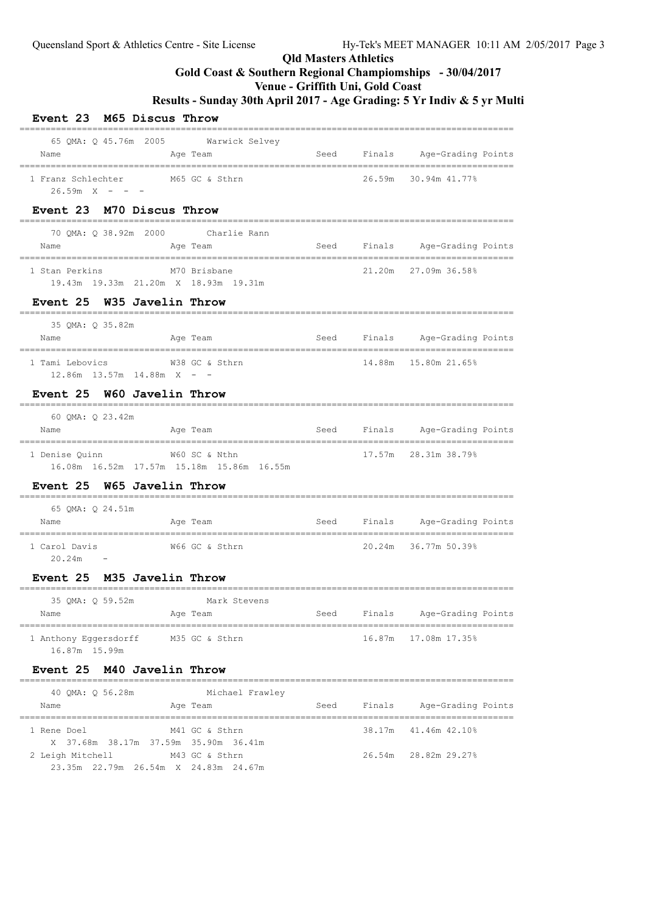# Qld Masters Athletics

## Gold Coast & Southern Regional Champiomships - 30/04/2017

## Venue - Griffith Uni, Gold Coast

## Results - Sunday 30th April 2017 - Age Grading: 5 Yr Indiv & 5 yr Multi

### Event 23 M65 Discus Throw

65 QMA: Q 45.76m 2005 Warwick Selvey

| Name | Age Team | Seed | Finals | Age-Grading Points |
|---|---|---|---|---|
| 1 Franz Schlechter | M65 GC & Sthrn | | 26.59m | 30.94m 41.77% |

26.59m X - - -

### Event 23 M70 Discus Throw

70 QMA: Q 38.92m 2000 Charlie Rann

| Name | Age Team | Seed | Finals | Age-Grading Points |
|---|---|---|---|---|
| 1 Stan Perkins | M70 Brisbane | | 21.20m | 27.09m 36.58% |

19.43m 19.33m 21.20m X 18.93m 19.31m

### Event 25 W35 Javelin Throw

35 QMA: Q 35.82m

| Name | Age Team | Seed | Finals | Age-Grading Points |
|---|---|---|---|---|
| 1 Tami Lebovics | W38 GC & Sthrn | | 14.88m | 15.80m 21.65% |

12.86m 13.57m 14.88m X - -

### Event 25 W60 Javelin Throw

60 QMA: Q 23.42m

| Name | Age Team | Seed | Finals | Age-Grading Points |
|---|---|---|---|---|
| 1 Denise Quinn | W60 SC & Nthn | | 17.57m | 28.31m 38.79% |

16.08m 16.52m 17.57m 15.18m 15.86m 16.55m

### Event 25 W65 Javelin Throw

65 QMA: Q 24.51m

| Name | Age Team | Seed | Finals | Age-Grading Points |
|---|---|---|---|---|
| 1 Carol Davis | W66 GC & Sthrn | | 20.24m | 36.77m 50.39% |

20.24m -

### Event 25 M35 Javelin Throw

35 QMA: Q 59.52m Mark Stevens

| Name | Age Team | Seed | Finals | Age-Grading Points |
|---|---|---|---|---|
| 1 Anthony Eggersdorff | M35 GC & Sthrn | | 16.87m | 17.08m 17.35% |

16.87m 15.99m

### Event 25 M40 Javelin Throw

40 QMA: Q 56.28m Michael Frawley

| Name | Age Team | Seed | Finals | Age-Grading Points |
|---|---|---|---|---|
| 1 Rene Doel | M41 GC & Sthrn | | 38.17m | 41.46m 42.10% |
| X 37.68m 38.17m 37.59m 35.90m 36.41m | | | | |
| 2 Leigh Mitchell | M43 GC & Sthrn | | 26.54m | 28.82m 29.27% |
| 23.35m 22.79m 26.54m X 24.83m 24.67m | | | | |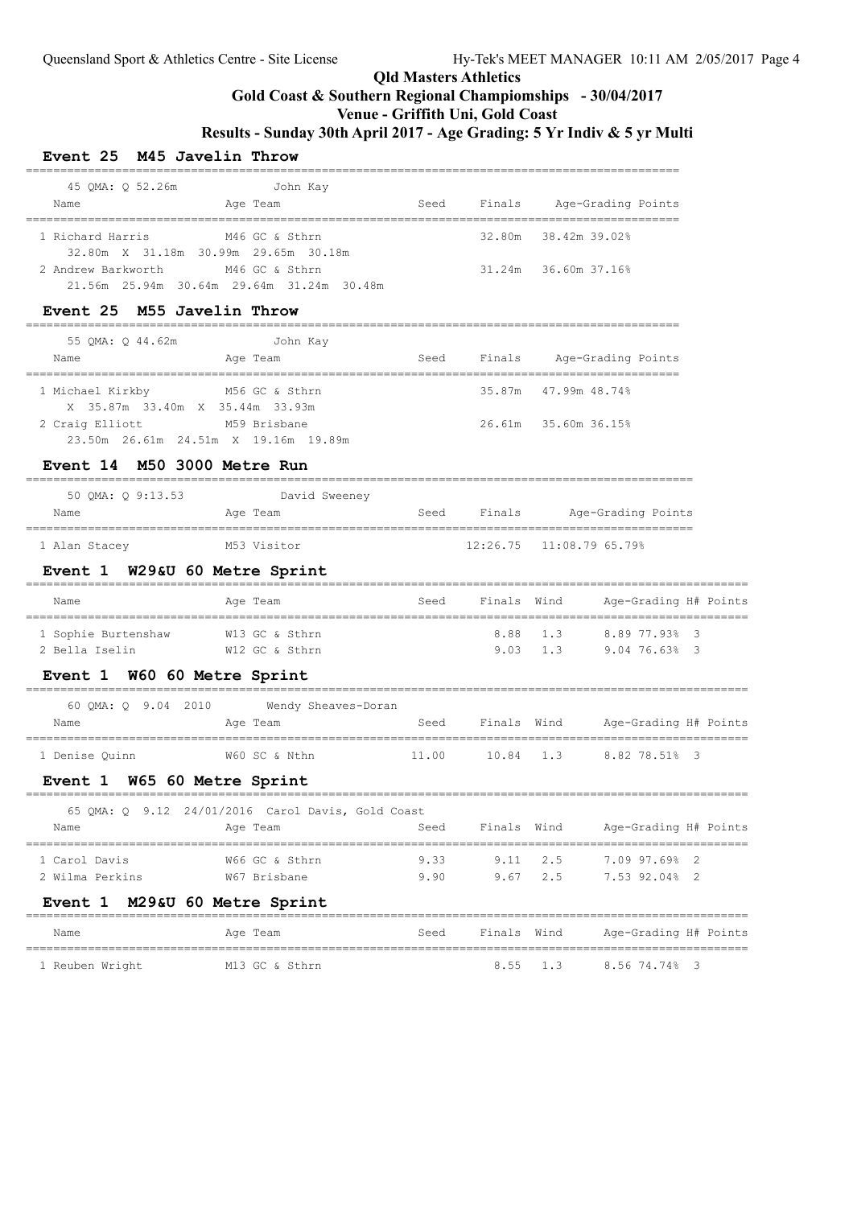**Qld Masters Athletics**

**Gold Coast & Southern Regional Championships - 30/04/2017**

**Venue - Griffith Uni, Gold Coast**

**Results - Sunday 30th April 2017 - Age Grading: 5 Yr Indiv & 5 yr Multi**

### Event 25 M45 Javelin Throw

45 QMA: Q 52.26m John Kay

| Name | Age | Team | Seed | Finals | Age-Grading | Points |
|---|---|---|---|---|---|---|
| 1 Richard Harris | M46 | GC & Sthrn | | 32.80m | 38.42m | 39.02% |
| 32.80m X 31.18m 30.99m 29.65m 30.18m | | | | | | |
| 2 Andrew Barkworth | M46 | GC & Sthrn | | 31.24m | 36.60m | 37.16% |
| 21.56m 25.94m 30.64m 29.64m 31.24m 30.48m | | | | | | |

### Event 25 M55 Javelin Throw

55 QMA: Q 44.62m John Kay

| Name | Age | Team | Seed | Finals | Age-Grading | Points |
|---|---|---|---|---|---|---|
| 1 Michael Kirkby | M56 | GC & Sthrn | | 35.87m | 47.99m | 48.74% |
| X 35.87m 33.40m X 35.44m 33.93m | | | | | | |
| 2 Craig Elliott | M59 | Brisbane | | 26.61m | 35.60m | 36.15% |
| 23.50m 26.61m 24.51m X 19.16m 19.89m | | | | | | |

### Event 14 M50 3000 Metre Run

50 QMA: Q 9:13.53 David Sweeney

| Name | Age | Team | Seed | Finals | Age-Grading | Points |
|---|---|---|---|---|---|---|
| 1 Alan Stacey | M53 | Visitor | | 12:26.75 | 11:08.79 | 65.79% |

### Event 1 W29&U 60 Metre Sprint

| Name | Age | Team | Seed | Finals | Wind | Age-Grading | | H# | Points |
|---|---|---|---|---|---|---|---|---|---|
| 1 Sophie Burtenshaw | W13 | GC & Sthrn | | 8.88 | 1.3 | 8.89 | 77.93% | 3 | |
| 2 Bella Iselin | W12 | GC & Sthrn | | 9.03 | 1.3 | 9.04 | 76.63% | 3 | |

### Event 1 W60 60 Metre Sprint

60 QMA: Q 9.04 2010 Wendy Sheaves-Doran

| Name | Age | Team | Seed | Finals | Wind | Age-Grading | | H# | Points |
|---|---|---|---|---|---|---|---|---|---|
| 1 Denise Quinn | W60 | SC & Nthn | 11.00 | 10.84 | 1.3 | 8.82 | 78.51% | 3 | |

### Event 1 W65 60 Metre Sprint

65 QMA: Q 9.12 24/01/2016 Carol Davis, Gold Coast

| Name | Age | Team | Seed | Finals | Wind | Age-Grading | | H# | Points |
|---|---|---|---|---|---|---|---|---|---|
| 1 Carol Davis | W66 | GC & Sthrn | 9.33 | 9.11 | 2.5 | 7.09 | 97.69% | 2 | |
| 2 Wilma Perkins | W67 | Brisbane | 9.90 | 9.67 | 2.5 | 7.53 | 92.04% | 2 | |

### Event 1 M29&U 60 Metre Sprint

| Name | Age | Team | Seed | Finals | Wind | Age-Grading | | H# | Points |
|---|---|---|---|---|---|---|---|---|---|
| 1 Reuben Wright | M13 | GC & Sthrn | | 8.55 | 1.3 | 8.56 | 74.74% | 3 | |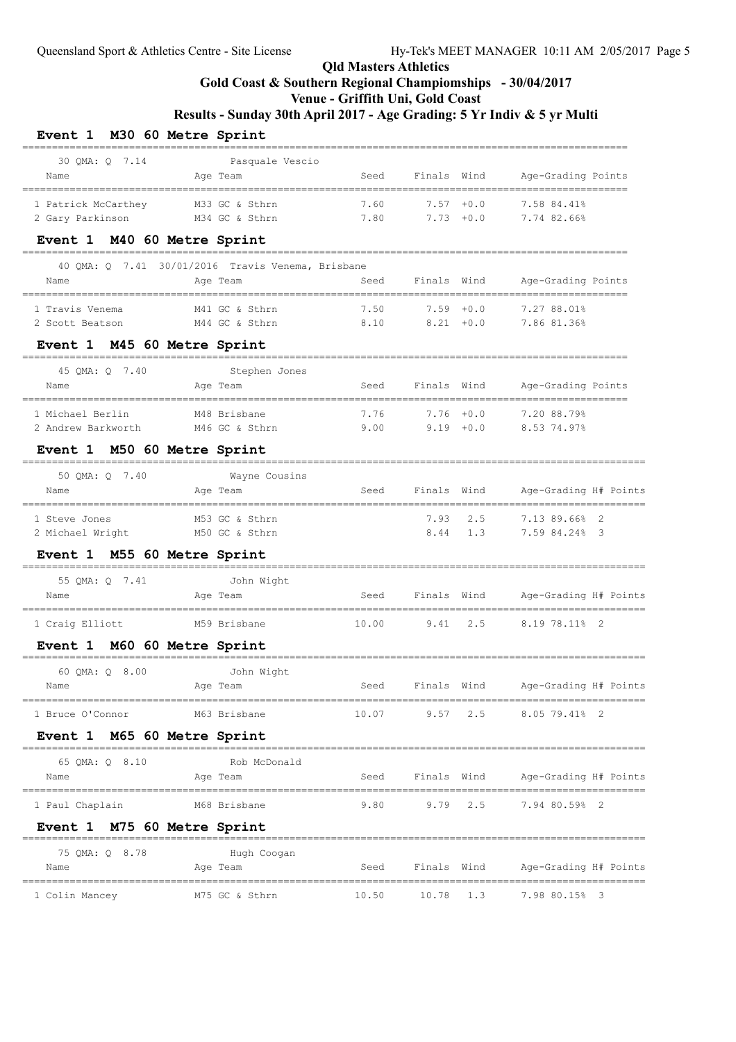# Qld Masters Athletics

## Gold Coast & Southern Regional Champiomships - 30/04/2017

## Venue - Griffith Uni, Gold Coast

## Results - Sunday 30th April 2017 - Age Grading: 5 Yr Indiv & 5 yr Multi

### Event 1 M30 60 Metre Sprint

30 QMA: Q 7.14 Pasquale Vescio

| Name | Age | Team | Seed | Finals | Wind | Age-Grading | Points |
|---|---|---|---|---|---|---|---|
| 1 Patrick McCarthey | M33 | GC & Sthrn | 7.60 | 7.57 | +0.0 | 7.58 84.41% | |
| 2 Gary Parkinson | M34 | GC & Sthrn | 7.80 | 7.73 | +0.0 | 7.74 82.66% | |

### Event 1 M40 60 Metre Sprint

40 QMA: Q 7.41 30/01/2016 Travis Venema, Brisbane

| Name | Age | Team | Seed | Finals | Wind | Age-Grading | Points |
|---|---|---|---|---|---|---|---|
| 1 Travis Venema | M41 | GC & Sthrn | 7.50 | 7.59 | +0.0 | 7.27 88.01% | |
| 2 Scott Beatson | M44 | GC & Sthrn | 8.10 | 8.21 | +0.0 | 7.86 81.36% | |

### Event 1 M45 60 Metre Sprint

45 QMA: Q 7.40 Stephen Jones

| Name | Age | Team | Seed | Finals | Wind | Age-Grading | Points |
|---|---|---|---|---|---|---|---|
| 1 Michael Berlin | M48 | Brisbane | 7.76 | 7.76 | +0.0 | 7.20 88.79% | |
| 2 Andrew Barkworth | M46 | GC & Sthrn | 9.00 | 9.19 | +0.0 | 8.53 74.97% | |

### Event 1 M50 60 Metre Sprint

50 QMA: Q 7.40 Wayne Cousins

| Name | Age | Team | Seed | Finals | Wind | Age-Grading | H# | Points |
|---|---|---|---|---|---|---|---|---|
| 1 Steve Jones | M53 | GC & Sthrn | | 7.93 | 2.5 | 7.13 89.66% | 2 | |
| 2 Michael Wright | M50 | GC & Sthrn | | 8.44 | 1.3 | 7.59 84.24% | 3 | |

### Event 1 M55 60 Metre Sprint

55 QMA: Q 7.41 John Wight

| Name | Age | Team | Seed | Finals | Wind | Age-Grading | H# | Points |
|---|---|---|---|---|---|---|---|---|
| 1 Craig Elliott | M59 | Brisbane | 10.00 | 9.41 | 2.5 | 8.19 78.11% | 2 | |

### Event 1 M60 60 Metre Sprint

60 QMA: Q 8.00 John Wight

| Name | Age | Team | Seed | Finals | Wind | Age-Grading | H# | Points |
|---|---|---|---|---|---|---|---|---|
| 1 Bruce O'Connor | M63 | Brisbane | 10.07 | 9.57 | 2.5 | 8.05 79.41% | 2 | |

### Event 1 M65 60 Metre Sprint

65 QMA: Q 8.10 Rob McDonald

| Name | Age | Team | Seed | Finals | Wind | Age-Grading | H# | Points |
|---|---|---|---|---|---|---|---|---|
| 1 Paul Chaplain | M68 | Brisbane | 9.80 | 9.79 | 2.5 | 7.94 80.59% | 2 | |

### Event 1 M75 60 Metre Sprint

75 QMA: Q 8.78 Hugh Coogan

| Name | Age | Team | Seed | Finals | Wind | Age-Grading | H# | Points |
|---|---|---|---|---|---|---|---|---|
| 1 Colin Mancey | M75 | GC & Sthrn | 10.50 | 10.78 | 1.3 | 7.98 80.15% | 3 | |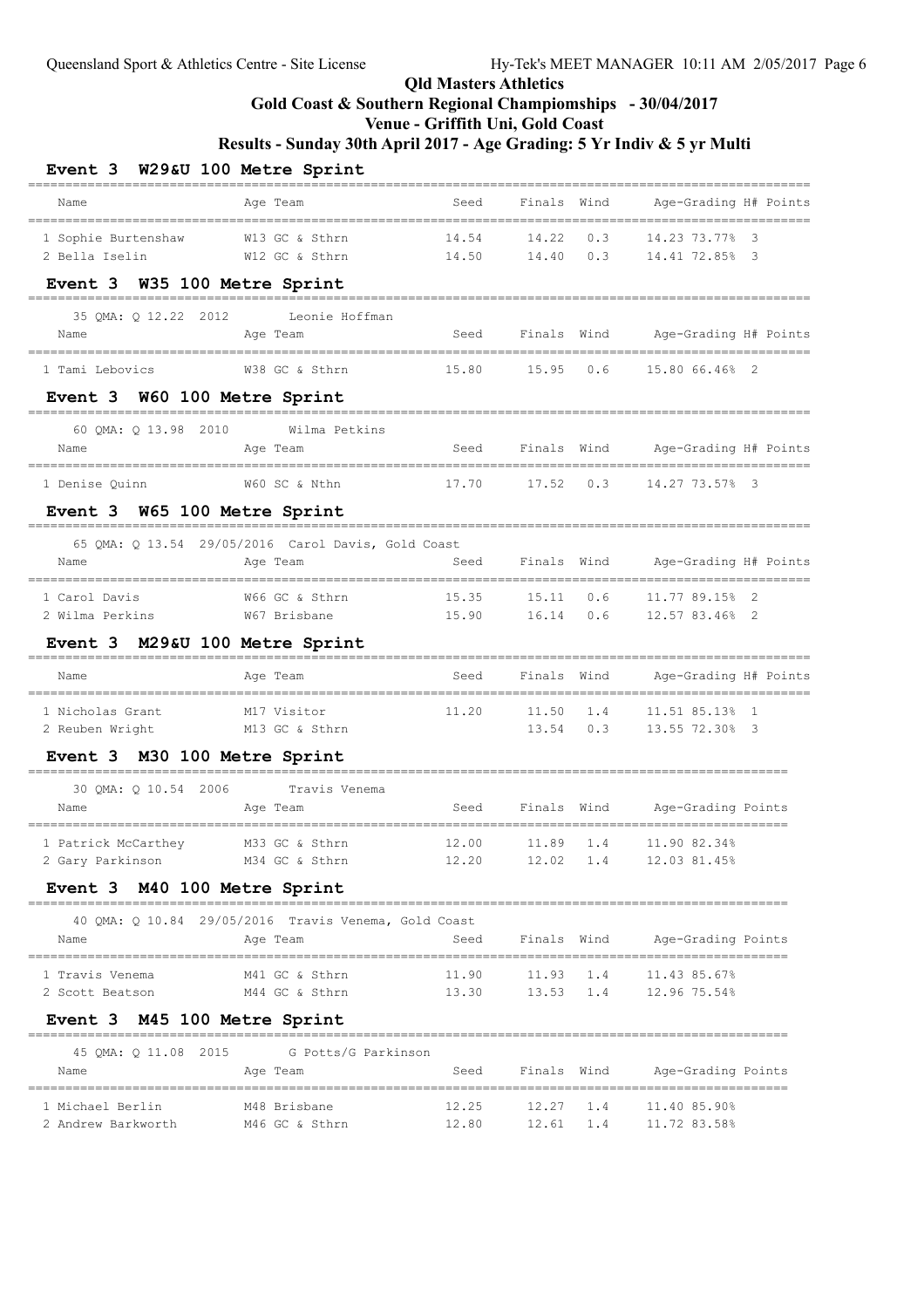# Qld Masters Athletics

## Gold Coast & Southern Regional Champiomships - 30/04/2017

## Venue - Griffith Uni, Gold Coast

## Results - Sunday 30th April 2017 - Age Grading: 5 Yr Indiv & 5 yr Multi

### Event 3 W29&U 100 Metre Sprint

| Name | Age | Team | Seed | Finals | Wind | Age-Grading | H# | Points |
|---|---|---|---|---|---|---|---|---|
| 1 Sophie Burtenshaw | W13 | GC & Sthrn | 14.54 | 14.22 | 0.3 | 14.23 73.77% | 3 | |
| 2 Bella Iselin | W12 | GC & Sthrn | 14.50 | 14.40 | 0.3 | 14.41 72.85% | 3 | |

### Event 3 W35 100 Metre Sprint

35 QMA: Q 12.22 2012 Leonie Hoffman

| Name | Age | Team | Seed | Finals | Wind | Age-Grading | H# | Points |
|---|---|---|---|---|---|---|---|---|
| 1 Tami Lebovics | W38 | GC & Sthrn | 15.80 | 15.95 | 0.6 | 15.80 66.46% | 2 | |

### Event 3 W60 100 Metre Sprint

60 QMA: Q 13.98 2010 Wilma Petkins

| Name | Age | Team | Seed | Finals | Wind | Age-Grading | H# | Points |
|---|---|---|---|---|---|---|---|---|
| 1 Denise Quinn | W60 | SC & Nthn | 17.70 | 17.52 | 0.3 | 14.27 73.57% | 3 | |

### Event 3 W65 100 Metre Sprint

65 QMA: Q 13.54 29/05/2016 Carol Davis, Gold Coast

| Name | Age | Team | Seed | Finals | Wind | Age-Grading | H# | Points |
|---|---|---|---|---|---|---|---|---|
| 1 Carol Davis | W66 | GC & Sthrn | 15.35 | 15.11 | 0.6 | 11.77 89.15% | 2 | |
| 2 Wilma Perkins | W67 | Brisbane | 15.90 | 16.14 | 0.6 | 12.57 83.46% | 2 | |

### Event 3 M29&U 100 Metre Sprint

| Name | Age | Team | Seed | Finals | Wind | Age-Grading | H# | Points |
|---|---|---|---|---|---|---|---|---|
| 1 Nicholas Grant | M17 | Visitor | 11.20 | 11.50 | 1.4 | 11.51 85.13% | 1 | |
| 2 Reuben Wright | M13 | GC & Sthrn | | 13.54 | 0.3 | 13.55 72.30% | 3 | |

### Event 3 M30 100 Metre Sprint

30 QMA: Q 10.54 2006 Travis Venema

| Name | Age | Team | Seed | Finals | Wind | Age-Grading | Points |
|---|---|---|---|---|---|---|---|
| 1 Patrick McCarthey | M33 | GC & Sthrn | 12.00 | 11.89 | 1.4 | 11.90 82.34% | |
| 2 Gary Parkinson | M34 | GC & Sthrn | 12.20 | 12.02 | 1.4 | 12.03 81.45% | |

### Event 3 M40 100 Metre Sprint

40 QMA: Q 10.84 29/05/2016 Travis Venema, Gold Coast

| Name | Age | Team | Seed | Finals | Wind | Age-Grading | Points |
|---|---|---|---|---|---|---|---|
| 1 Travis Venema | M41 | GC & Sthrn | 11.90 | 11.93 | 1.4 | 11.43 85.67% | |
| 2 Scott Beatson | M44 | GC & Sthrn | 13.30 | 13.53 | 1.4 | 12.96 75.54% | |

### Event 3 M45 100 Metre Sprint

45 QMA: Q 11.08 2015 G Potts/G Parkinson

| Name | Age | Team | Seed | Finals | Wind | Age-Grading | Points |
|---|---|---|---|---|---|---|---|
| 1 Michael Berlin | M48 | Brisbane | 12.25 | 12.27 | 1.4 | 11.40 85.90% | |
| 2 Andrew Barkworth | M46 | GC & Sthrn | 12.80 | 12.61 | 1.4 | 11.72 83.58% | |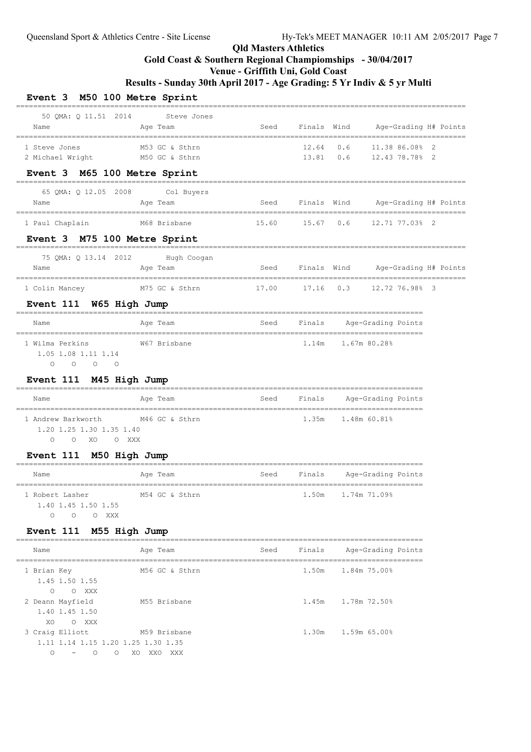Queensland Sport & Athletics Centre - Site License    Hy-Tek's MEET MANAGER 10:11 AM 2/05/2017 Page 7

# Qld Masters Athletics

## Gold Coast & Southern Regional Champiomships - 30/04/2017

## Venue - Griffith Uni, Gold Coast

## Results - Sunday 30th April 2017 - Age Grading: 5 Yr Indiv & 5 yr Multi

### Event 3 M50 100 Metre Sprint

50 QMA: Q 11.51 2014 Steve Jones

| Name | Age | Team | Seed | Finals | Wind | Age-Grading | | H# | Points |
|---|---|---|---|---|---|---|---|---|---|
| 1 Steve Jones | M53 | GC & Sthrn | | 12.64 | 0.6 | 11.38 | 86.08% | 2 | |
| 2 Michael Wright | M50 | GC & Sthrn | | 13.81 | 0.6 | 12.43 | 78.78% | 2 | |

### Event 3 M65 100 Metre Sprint

65 QMA: Q 12.05 2008 Col Buyers

| Name | Age | Team | Seed | Finals | Wind | Age-Grading | | H# | Points |
|---|---|---|---|---|---|---|---|---|---|
| 1 Paul Chaplain | M68 | Brisbane | 15.60 | 15.67 | 0.6 | 12.71 | 77.03% | 2 | |

### Event 3 M75 100 Metre Sprint

75 QMA: Q 13.14 2012 Hugh Coogan

| Name | Age | Team | Seed | Finals | Wind | Age-Grading | | H# | Points |
|---|---|---|---|---|---|---|---|---|---|
| 1 Colin Mancey | M75 | GC & Sthrn | 17.00 | 17.16 | 0.3 | 12.72 | 76.98% | 3 | |

### Event 111 W65 High Jump

| Name | Age | Team | Seed | Finals | Age-Grading | | Points |
|---|---|---|---|---|---|---|---|
| 1 Wilma Perkins | W67 | Brisbane | | 1.14m | 1.67m | 80.28% | |

```
1.05 1.08 1.11 1.14
 O    O    O    O
```

### Event 111 M45 High Jump

| Name | Age | Team | Seed | Finals | Age-Grading | | Points |
|---|---|---|---|---|---|---|---|
| 1 Andrew Barkworth | M46 | GC & Sthrn | | 1.35m | 1.48m | 60.81% | |

```
1.20 1.25 1.30 1.35 1.40
 O    O    XO   O   XXX
```

### Event 111 M50 High Jump

| Name | Age | Team | Seed | Finals | Age-Grading | | Points |
|---|---|---|---|---|---|---|---|
| 1 Robert Lasher | M54 | GC & Sthrn | | 1.50m | 1.74m | 71.09% | |

```
1.40 1.45 1.50 1.55
 O    O    O   XXX
```

### Event 111 M55 High Jump

| Name | Age | Team | Seed | Finals | Age-Grading | | Points |
|---|---|---|---|---|---|---|---|
| 1 Brian Key | M56 | GC & Sthrn | | 1.50m | 1.84m | 75.00% | |
| 2 Deann Mayfield | M55 | Brisbane | | 1.45m | 1.78m | 72.50% | |
| 3 Craig Elliott | M59 | Brisbane | | 1.30m | 1.59m | 65.00% | |

Brian Key:
```
1.45 1.50 1.55
 O    O   XXX
```

Deann Mayfield:
```
1.40 1.45 1.50
 XO   O   XXX
```

Craig Elliott:
```
1.11 1.14 1.15 1.20 1.25 1.30 1.35
 O    -    O    O    XO  XXO  XXX
```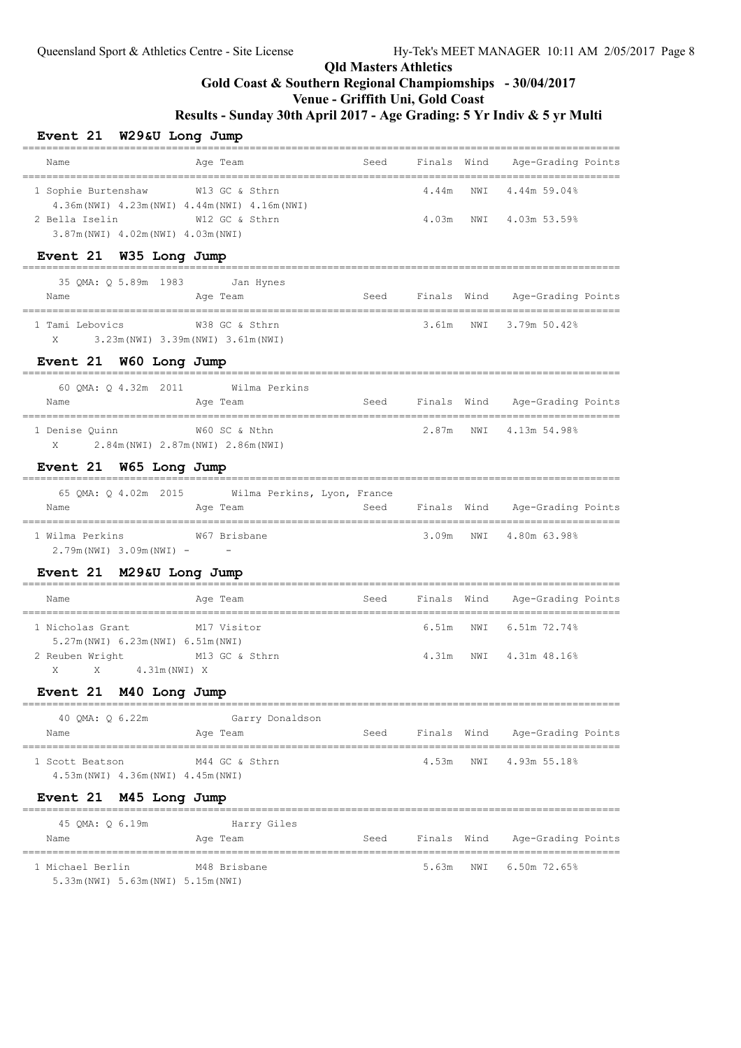# Qld Masters Athletics

## Gold Coast & Southern Regional Champiomships - 30/04/2017

## Venue - Griffith Uni, Gold Coast

## Results - Sunday 30th April 2017 - Age Grading: 5 Yr Indiv & 5 yr Multi

### Event 21 W29&U Long Jump

| Name | Age | Team | Seed | Finals | Wind | Age-Grading | Points |
|---|---|---|---|---|---|---|---|
| 1 Sophie Burtenshaw | W13 | GC & Sthrn | | 4.44m | NWI | 4.44m 59.04% | |
| 4.36m(NWI) 4.23m(NWI) 4.44m(NWI) 4.16m(NWI) | | | | | | | |
| 2 Bella Iselin | W12 | GC & Sthrn | | 4.03m | NWI | 4.03m 53.59% | |
| 3.87m(NWI) 4.02m(NWI) 4.03m(NWI) | | | | | | | |

### Event 21 W35 Long Jump

35 QMA: Q 5.89m 1983 Jan Hynes

| Name | Age | Team | Seed | Finals | Wind | Age-Grading | Points |
|---|---|---|---|---|---|---|---|
| 1 Tami Lebovics | W38 | GC & Sthrn | | 3.61m | NWI | 3.79m 50.42% | |
| X 3.23m(NWI) 3.39m(NWI) 3.61m(NWI) | | | | | | | |

### Event 21 W60 Long Jump

60 QMA: Q 4.32m 2011 Wilma Perkins

| Name | Age | Team | Seed | Finals | Wind | Age-Grading | Points |
|---|---|---|---|---|---|---|---|
| 1 Denise Quinn | W60 | SC & Nthn | | 2.87m | NWI | 4.13m 54.98% | |
| X 2.84m(NWI) 2.87m(NWI) 2.86m(NWI) | | | | | | | |

### Event 21 W65 Long Jump

65 QMA: Q 4.02m 2015 Wilma Perkins, Lyon, France

| Name | Age | Team | Seed | Finals | Wind | Age-Grading | Points |
|---|---|---|---|---|---|---|---|
| 1 Wilma Perkins | W67 | Brisbane | | 3.09m | NWI | 4.80m 63.98% | |
| 2.79m(NWI) 3.09m(NWI) - - | | | | | | | |

### Event 21 M29&U Long Jump

| Name | Age | Team | Seed | Finals | Wind | Age-Grading | Points |
|---|---|---|---|---|---|---|---|
| 1 Nicholas Grant | M17 | Visitor | | 6.51m | NWI | 6.51m 72.74% | |
| 5.27m(NWI) 6.23m(NWI) 6.51m(NWI) | | | | | | | |
| 2 Reuben Wright | M13 | GC & Sthrn | | 4.31m | NWI | 4.31m 48.16% | |
| X X 4.31m(NWI) X | | | | | | | |

### Event 21 M40 Long Jump

40 QMA: Q 6.22m Garry Donaldson

| Name | Age | Team | Seed | Finals | Wind | Age-Grading | Points |
|---|---|---|---|---|---|---|---|
| 1 Scott Beatson | M44 | GC & Sthrn | | 4.53m | NWI | 4.93m 55.18% | |
| 4.53m(NWI) 4.36m(NWI) 4.45m(NWI) | | | | | | | |

### Event 21 M45 Long Jump

45 QMA: Q 6.19m Harry Giles

| Name | Age | Team | Seed | Finals | Wind | Age-Grading | Points |
|---|---|---|---|---|---|---|---|
| 1 Michael Berlin | M48 | Brisbane | | 5.63m | NWI | 6.50m 72.65% | |
| 5.33m(NWI) 5.63m(NWI) 5.15m(NWI) | | | | | | | |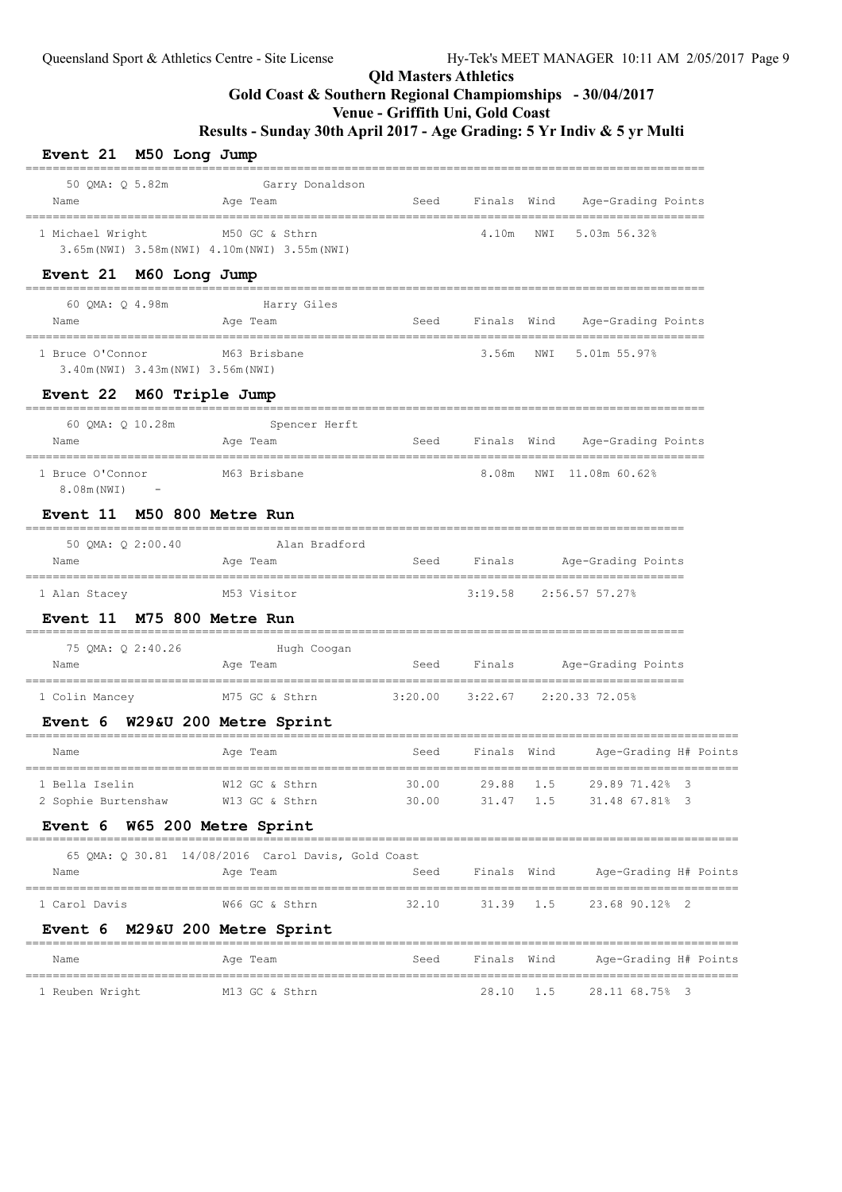# Qld Masters Athletics

## Gold Coast & Southern Regional Champiomships - 30/04/2017

## Venue - Griffith Uni, Gold Coast

## Results - Sunday 30th April 2017 - Age Grading: 5 Yr Indiv & 5 yr Multi

### Event 21 M50 Long Jump

50 QMA: Q 5.82m Garry Donaldson

| Name | Age Team | Seed | Finals | Wind | Age-Grading Points |
|---|---|---|---|---|---|
| 1 Michael Wright | M50 GC & Sthrn | | 4.10m | NWI | 5.03m 56.32% |

3.65m(NWI) 3.58m(NWI) 4.10m(NWI) 3.55m(NWI)

### Event 21 M60 Long Jump

60 QMA: Q 4.98m Harry Giles

| Name | Age Team | Seed | Finals | Wind | Age-Grading Points |
|---|---|---|---|---|---|
| 1 Bruce O'Connor | M63 Brisbane | | 3.56m | NWI | 5.01m 55.97% |

3.40m(NWI) 3.43m(NWI) 3.56m(NWI)

### Event 22 M60 Triple Jump

60 QMA: Q 10.28m Spencer Herft

| Name | Age Team | Seed | Finals | Wind | Age-Grading Points |
|---|---|---|---|---|---|
| 1 Bruce O'Connor | M63 Brisbane | | 8.08m | NWI | 11.08m 60.62% |

8.08m(NWI) -

### Event 11 M50 800 Metre Run

50 QMA: Q 2:00.40 Alan Bradford

| Name | Age Team | Seed | Finals | Age-Grading Points |
|---|---|---|---|---|
| 1 Alan Stacey | M53 Visitor | | 3:19.58 | 2:56.57 57.27% |

### Event 11 M75 800 Metre Run

75 QMA: Q 2:40.26 Hugh Coogan

| Name | Age Team | Seed | Finals | Age-Grading Points |
|---|---|---|---|---|
| 1 Colin Mancey | M75 GC & Sthrn | 3:20.00 | 3:22.67 | 2:20.33 72.05% |

### Event 6 W29&U 200 Metre Sprint

| Name | Age Team | Seed | Finals | Wind | Age-Grading | H# | Points |
|---|---|---|---|---|---|---|---|
| 1 Bella Iselin | W12 GC & Sthrn | 30.00 | 29.88 | 1.5 | 29.89 71.42% | 3 | |
| 2 Sophie Burtenshaw | W13 GC & Sthrn | 30.00 | 31.47 | 1.5 | 31.48 67.81% | 3 | |

### Event 6 W65 200 Metre Sprint

65 QMA: Q 30.81 14/08/2016 Carol Davis, Gold Coast

| Name | Age Team | Seed | Finals | Wind | Age-Grading | H# | Points |
|---|---|---|---|---|---|---|---|
| 1 Carol Davis | W66 GC & Sthrn | 32.10 | 31.39 | 1.5 | 23.68 90.12% | 2 | |

### Event 6 M29&U 200 Metre Sprint

| Name | Age Team | Seed | Finals | Wind | Age-Grading | H# | Points |
|---|---|---|---|---|---|---|---|
| 1 Reuben Wright | M13 GC & Sthrn | | 28.10 | 1.5 | 28.11 68.75% | 3 | |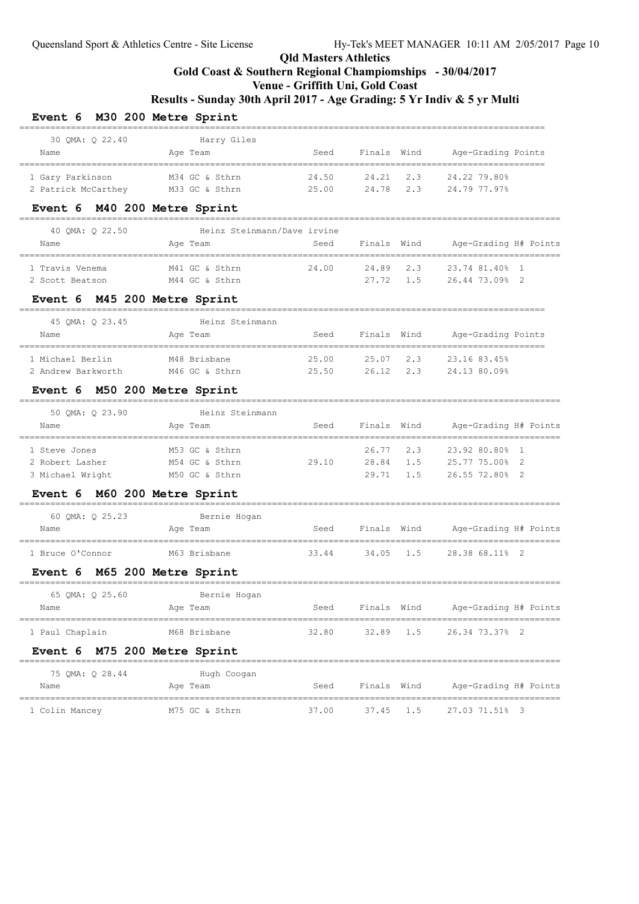Qld Masters Athletics

Gold Coast & Southern Regional Champiomships - 30/04/2017

Venue - Griffith Uni, Gold Coast

Results - Sunday 30th April 2017 - Age Grading: 5 Yr Indiv & 5 yr Multi

## Event 6 M30 200 Metre Sprint

30 QMA: Q 22.40 Harry Giles

| Name | Age | Team | Seed | Finals | Wind | Age-Grading | Points |
|---|---|---|---|---|---|---|---|
| 1 Gary Parkinson | M34 | GC & Sthrn | 24.50 | 24.21 | 2.3 | 24.22 79.80% | |
| 2 Patrick McCarthey | M33 | GC & Sthrn | 25.00 | 24.78 | 2.3 | 24.79 77.97% | |

## Event 6 M40 200 Metre Sprint

40 QMA: Q 22.50 Heinz Steinmann/Dave irvine

| Name | Age | Team | Seed | Finals | Wind | Age-Grading | H# | Points |
|---|---|---|---|---|---|---|---|---|
| 1 Travis Venema | M41 | GC & Sthrn | 24.00 | 24.89 | 2.3 | 23.74 81.40% | 1 | |
| 2 Scott Beatson | M44 | GC & Sthrn | | 27.72 | 1.5 | 26.44 73.09% | 2 | |

## Event 6 M45 200 Metre Sprint

45 QMA: Q 23.45 Heinz Steinmann

| Name | Age | Team | Seed | Finals | Wind | Age-Grading | Points |
|---|---|---|---|---|---|---|---|
| 1 Michael Berlin | M48 | Brisbane | 25.00 | 25.07 | 2.3 | 23.16 83.45% | |
| 2 Andrew Barkworth | M46 | GC & Sthrn | 25.50 | 26.12 | 2.3 | 24.13 80.09% | |

## Event 6 M50 200 Metre Sprint

50 QMA: Q 23.90 Heinz Steinmann

| Name | Age | Team | Seed | Finals | Wind | Age-Grading | H# | Points |
|---|---|---|---|---|---|---|---|---|
| 1 Steve Jones | M53 | GC & Sthrn | | 26.77 | 2.3 | 23.92 80.80% | 1 | |
| 2 Robert Lasher | M54 | GC & Sthrn | 29.10 | 28.84 | 1.5 | 25.77 75.00% | 2 | |
| 3 Michael Wright | M50 | GC & Sthrn | | 29.71 | 1.5 | 26.55 72.80% | 2 | |

## Event 6 M60 200 Metre Sprint

60 QMA: Q 25.23 Bernie Hogan

| Name | Age | Team | Seed | Finals | Wind | Age-Grading | H# | Points |
|---|---|---|---|---|---|---|---|---|
| 1 Bruce O'Connor | M63 | Brisbane | 33.44 | 34.05 | 1.5 | 28.38 68.11% | 2 | |

## Event 6 M65 200 Metre Sprint

65 QMA: Q 25.60 Bernie Hogan

| Name | Age | Team | Seed | Finals | Wind | Age-Grading | H# | Points |
|---|---|---|---|---|---|---|---|---|
| 1 Paul Chaplain | M68 | Brisbane | 32.80 | 32.89 | 1.5 | 26.34 73.37% | 2 | |

## Event 6 M75 200 Metre Sprint

75 QMA: Q 28.44 Hugh Coogan

| Name | Age | Team | Seed | Finals | Wind | Age-Grading | H# | Points |
|---|---|---|---|---|---|---|---|---|
| 1 Colin Mancey | M75 | GC & Sthrn | 37.00 | 37.45 | 1.5 | 27.03 71.51% | 3 | |